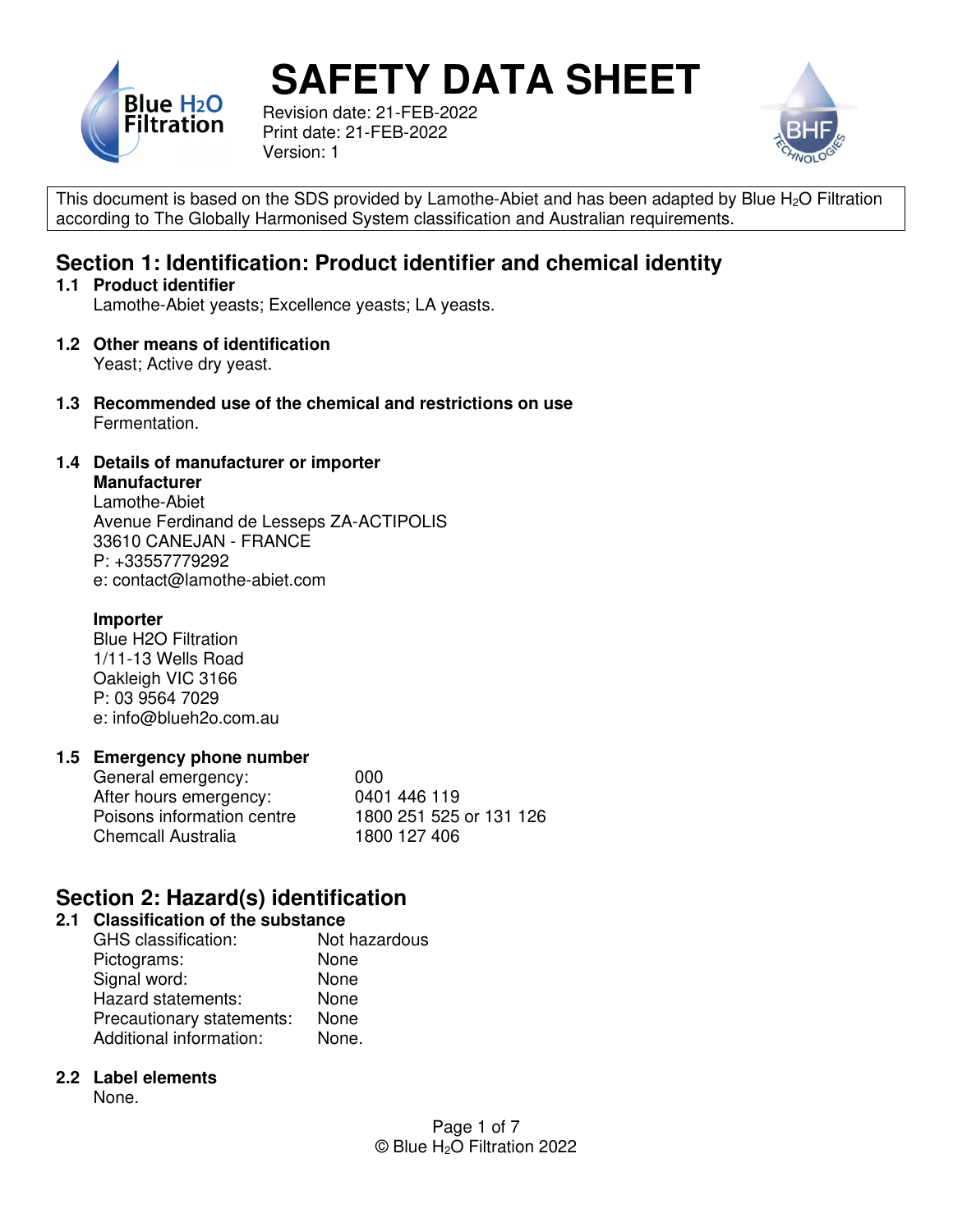# SAFETY DATA SHEET

Revision date: 21-FEB-2022
Print date: 21-FEB-2022
Version: 1

This document is based on the SDS provided by Lamothe-Abiet and has been adapted by Blue $H_2O$ Filtration according to The Globally Harmonised System classification and Australian requirements.

## Section 1: Identification: Product identifier and chemical identity

### 1.1 Product identifier

Lamothe-Abiet yeasts; Excellence yeasts; LA yeasts.

### 1.2 Other means of identification

Yeast; Active dry yeast.

### 1.3 Recommended use of the chemical and restrictions on use

Fermentation.

### 1.4 Details of manufacturer or importer

**Manufacturer**

Lamothe-Abiet
Avenue Ferdinand de Lesseps ZA-ACTIPOLIS
33610 CANEJAN - FRANCE
P: +33557779292
e: contact@lamothe-abiet.com

**Importer**

Blue H2O Filtration
1/11-13 Wells Road
Oakleigh VIC 3166
P: 03 9564 7029
e: info@blueh2o.com.au

### 1.5 Emergency phone number

| | |
|---|---|
| General emergency: | 000 |
| After hours emergency: | 0401 446 119 |
| Poisons information centre | 1800 251 525 or 131 126 |
| Chemcall Australia | 1800 127 406 |

## Section 2: Hazard(s) identification

### 2.1 Classification of the substance

| | |
|---|---|
| GHS classification: | Not hazardous |
| Pictograms: | None |
| Signal word: | None |
| Hazard statements: | None |
| Precautionary statements: | None |
| Additional information: | None. |

### 2.2 Label elements

None.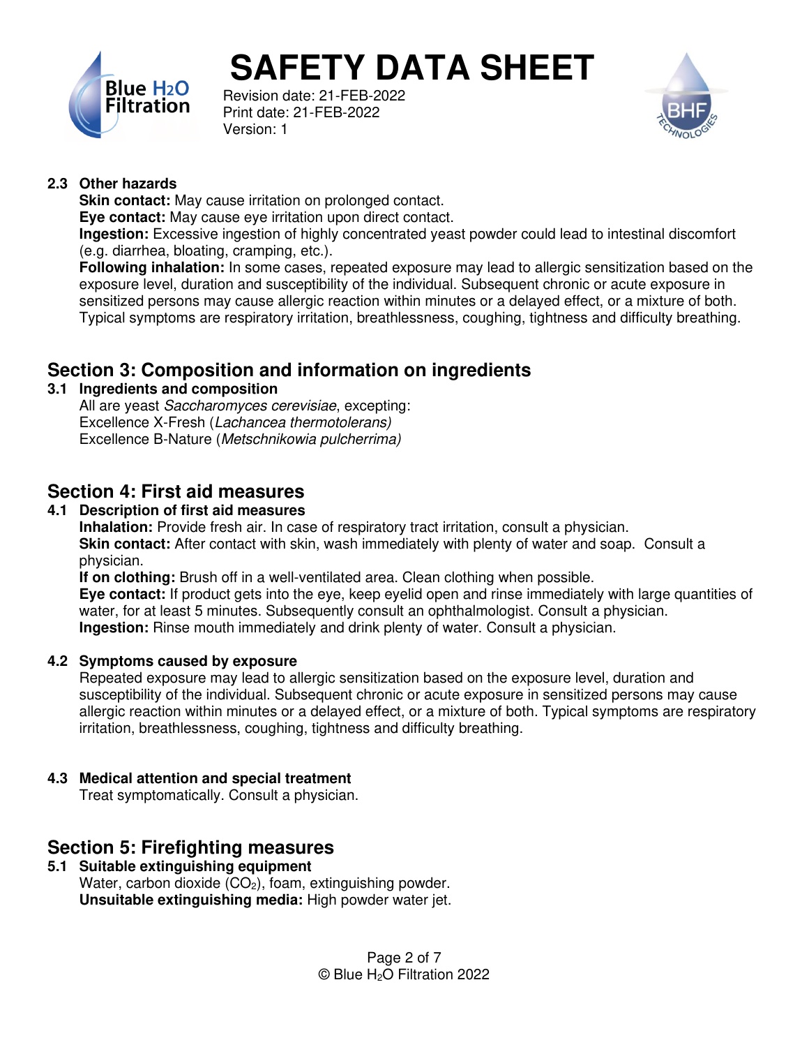### 2.3 Other hazards

**Skin contact:** May cause irritation on prolonged contact.
**Eye contact:** May cause eye irritation upon direct contact.
**Ingestion:** Excessive ingestion of highly concentrated yeast powder could lead to intestinal discomfort (e.g. diarrhea, bloating, cramping, etc.).
**Following inhalation:** In some cases, repeated exposure may lead to allergic sensitization based on the exposure level, duration and susceptibility of the individual. Subsequent chronic or acute exposure in sensitized persons may cause allergic reaction within minutes or a delayed effect, or a mixture of both. Typical symptoms are respiratory irritation, breathlessness, coughing, tightness and difficulty breathing.

## Section 3: Composition and information on ingredients

### 3.1 Ingredients and composition

All are yeast *Saccharomyces cerevisiae*, excepting:
Excellence X-Fresh (*Lachancea thermotolerans)*
Excellence B-Nature (*Metschnikowia pulcherrima)*

## Section 4: First aid measures

### 4.1 Description of first aid measures

**Inhalation:** Provide fresh air. In case of respiratory tract irritation, consult a physician.
**Skin contact:** After contact with skin, wash immediately with plenty of water and soap. Consult a physician.
**If on clothing:** Brush off in a well-ventilated area. Clean clothing when possible.
**Eye contact:** If product gets into the eye, keep eyelid open and rinse immediately with large quantities of water, for at least 5 minutes. Subsequently consult an ophthalmologist. Consult a physician.
**Ingestion:** Rinse mouth immediately and drink plenty of water. Consult a physician.

### 4.2 Symptoms caused by exposure

Repeated exposure may lead to allergic sensitization based on the exposure level, duration and susceptibility of the individual. Subsequent chronic or acute exposure in sensitized persons may cause allergic reaction within minutes or a delayed effect, or a mixture of both. Typical symptoms are respiratory irritation, breathlessness, coughing, tightness and difficulty breathing.

### 4.3 Medical attention and special treatment

Treat symptomatically. Consult a physician.

## Section 5: Firefighting measures

### 5.1 Suitable extinguishing equipment

Water, carbon dioxide ($CO_2$), foam, extinguishing powder.
**Unsuitable extinguishing media:** High powder water jet.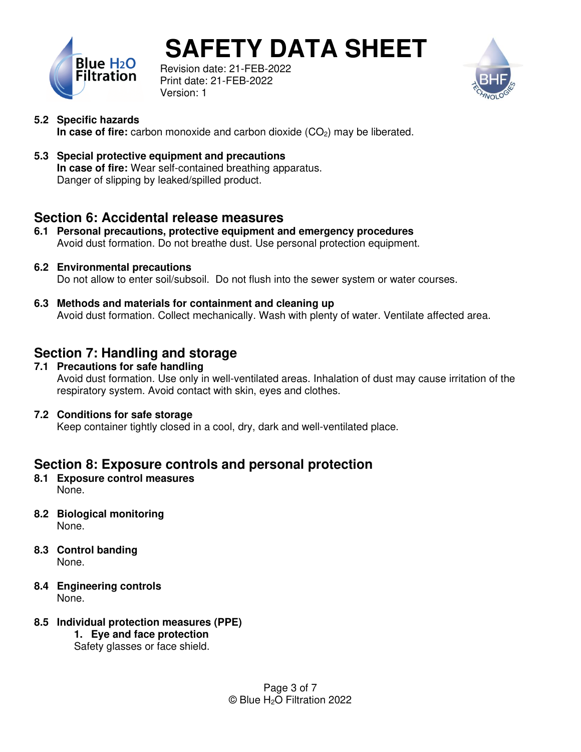**5.2 Specific hazards**

**In case of fire:** carbon monoxide and carbon dioxide ($CO_2$) may be liberated.

**5.3 Special protective equipment and precautions**

**In case of fire:** Wear self-contained breathing apparatus.
Danger of slipping by leaked/spilled product.

## Section 6: Accidental release measures

**6.1 Personal precautions, protective equipment and emergency procedures**

Avoid dust formation. Do not breathe dust. Use personal protection equipment.

**6.2 Environmental precautions**

Do not allow to enter soil/subsoil. Do not flush into the sewer system or water courses.

**6.3 Methods and materials for containment and cleaning up**

Avoid dust formation. Collect mechanically. Wash with plenty of water. Ventilate affected area.

## Section 7: Handling and storage

**7.1 Precautions for safe handling**

Avoid dust formation. Use only in well-ventilated areas. Inhalation of dust may cause irritation of the respiratory system. Avoid contact with skin, eyes and clothes.

**7.2 Conditions for safe storage**

Keep container tightly closed in a cool, dry, dark and well-ventilated place.

## Section 8: Exposure controls and personal protection

**8.1 Exposure control measures**

None.

**8.2 Biological monitoring**

None.

**8.3 Control banding**

None.

**8.4 Engineering controls**

None.

**8.5 Individual protection measures (PPE)**

1. **Eye and face protection**

   Safety glasses or face shield.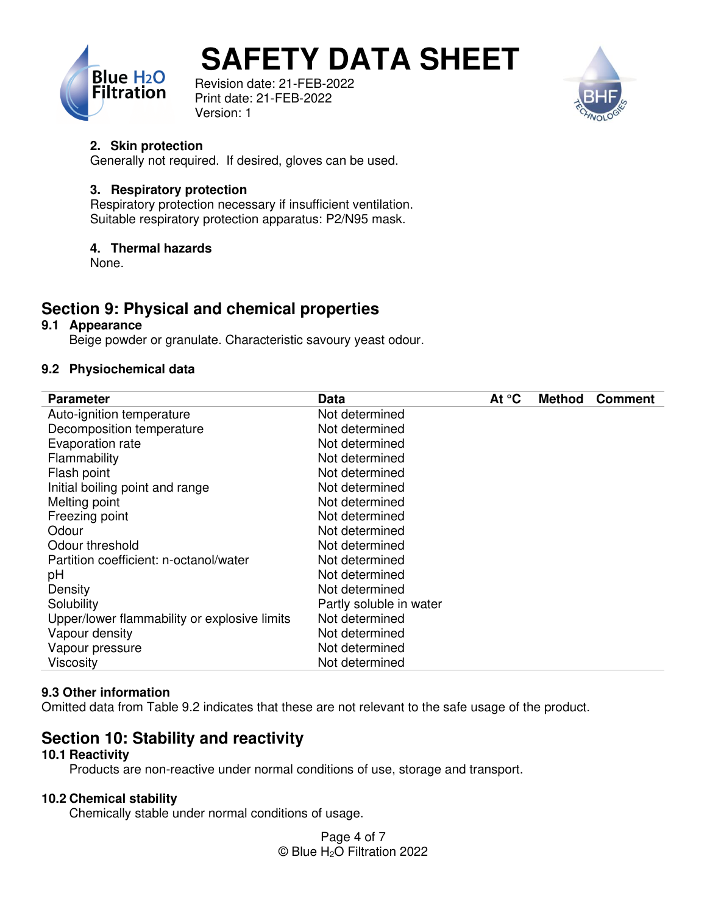**2. Skin protection**
Generally not required. If desired, gloves can be used.

**3. Respiratory protection**
Respiratory protection necessary if insufficient ventilation.
Suitable respiratory protection apparatus: P2/N95 mask.

**4. Thermal hazards**
None.

## Section 9: Physical and chemical properties

### 9.1 Appearance

Beige powder or granulate. Characteristic savoury yeast odour.

### 9.2 Physiochemical data

| Parameter | Data | At °C | Method | Comment |
|---|---|---|---|---|
| Auto-ignition temperature | Not determined | | | |
| Decomposition temperature | Not determined | | | |
| Evaporation rate | Not determined | | | |
| Flammability | Not determined | | | |
| Flash point | Not determined | | | |
| Initial boiling point and range | Not determined | | | |
| Melting point | Not determined | | | |
| Freezing point | Not determined | | | |
| Odour | Not determined | | | |
| Odour threshold | Not determined | | | |
| Partition coefficient: n-octanol/water | Not determined | | | |
| pH | Not determined | | | |
| Density | Not determined | | | |
| Solubility | Partly soluble in water | | | |
| Upper/lower flammability or explosive limits | Not determined | | | |
| Vapour density | Not determined | | | |
| Vapour pressure | Not determined | | | |
| Viscosity | Not determined | | | |

### 9.3 Other information

Omitted data from Table 9.2 indicates that these are not relevant to the safe usage of the product.

## Section 10: Stability and reactivity

### 10.1 Reactivity

Products are non-reactive under normal conditions of use, storage and transport.

### 10.2 Chemical stability

Chemically stable under normal conditions of usage.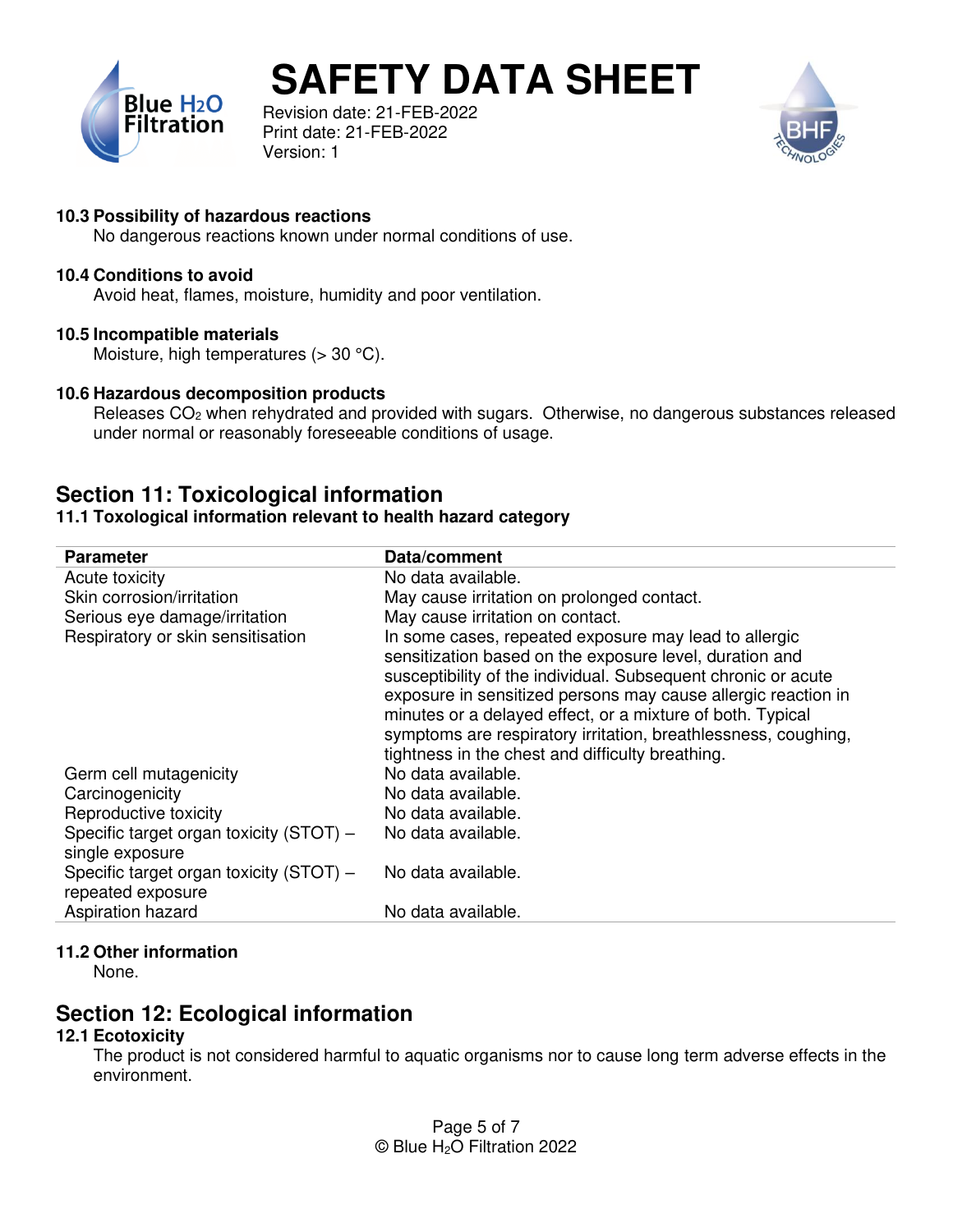### 10.3 Possibility of hazardous reactions

No dangerous reactions known under normal conditions of use.

### 10.4 Conditions to avoid

Avoid heat, flames, moisture, humidity and poor ventilation.

### 10.5 Incompatible materials

Moisture, high temperatures (> 30 °C).

### 10.6 Hazardous decomposition products

Releases $CO_2$ when rehydrated and provided with sugars. Otherwise, no dangerous substances released under normal or reasonably foreseeable conditions of usage.

## Section 11: Toxicological information

### 11.1 Toxological information relevant to health hazard category

| Parameter | Data/comment |
|---|---|
| Acute toxicity | No data available. |
| Skin corrosion/irritation | May cause irritation on prolonged contact. |
| Serious eye damage/irritation | May cause irritation on contact. |
| Respiratory or skin sensitisation | In some cases, repeated exposure may lead to allergic sensitization based on the exposure level, duration and susceptibility of the individual. Subsequent chronic or acute exposure in sensitized persons may cause allergic reaction in minutes or a delayed effect, or a mixture of both. Typical symptoms are respiratory irritation, breathlessness, coughing, tightness in the chest and difficulty breathing. |
| Germ cell mutagenicity | No data available. |
| Carcinogenicity | No data available. |
| Reproductive toxicity | No data available. |
| Specific target organ toxicity (STOT) – single exposure | No data available. |
| Specific target organ toxicity (STOT) – repeated exposure | No data available. |
| Aspiration hazard | No data available. |

### 11.2 Other information

None.

## Section 12: Ecological information

### 12.1 Ecotoxicity

The product is not considered harmful to aquatic organisms nor to cause long term adverse effects in the environment.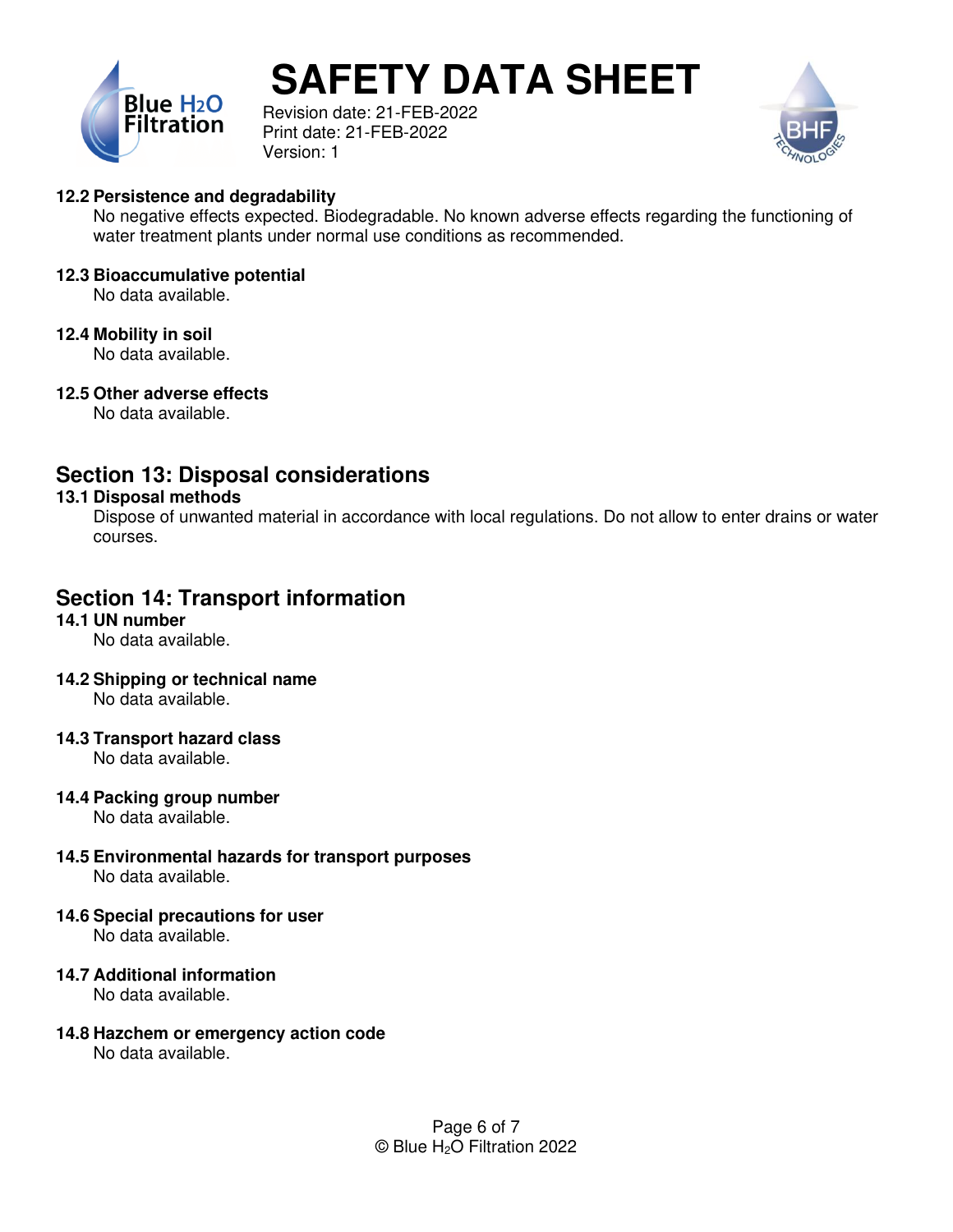**12.2 Persistence and degradability**

No negative effects expected. Biodegradable. No known adverse effects regarding the functioning of water treatment plants under normal use conditions as recommended.

**12.3 Bioaccumulative potential**

No data available.

**12.4 Mobility in soil**

No data available.

**12.5 Other adverse effects**

No data available.

## Section 13: Disposal considerations

**13.1 Disposal methods**

Dispose of unwanted material in accordance with local regulations. Do not allow to enter drains or water courses.

## Section 14: Transport information

**14.1 UN number**

No data available.

**14.2 Shipping or technical name**

No data available.

**14.3 Transport hazard class**

No data available.

**14.4 Packing group number**

No data available.

**14.5 Environmental hazards for transport purposes**

No data available.

**14.6 Special precautions for user**

No data available.

**14.7 Additional information**

No data available.

**14.8 Hazchem or emergency action code**

No data available.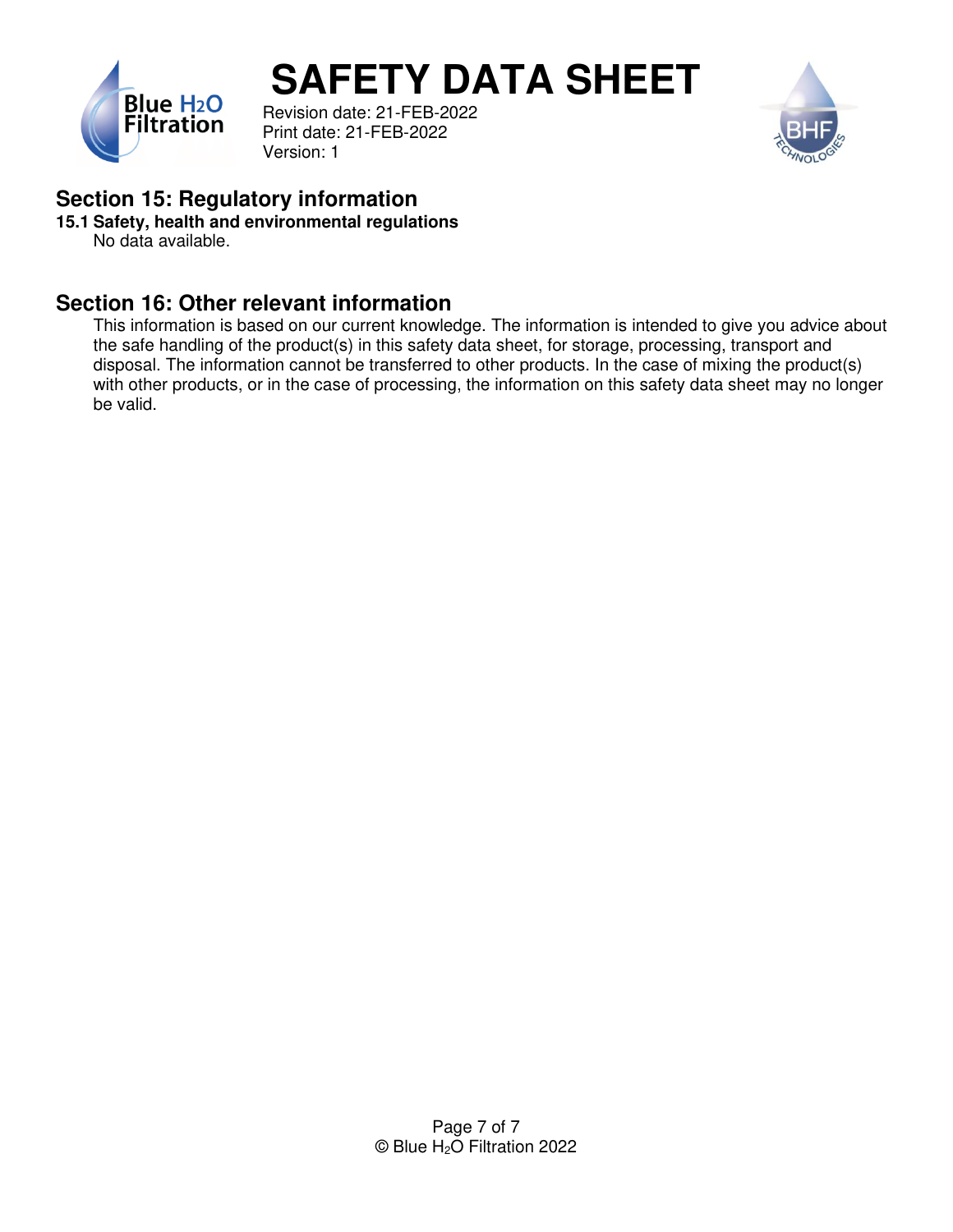## Section 15: Regulatory information

**15.1 Safety, health and environmental regulations**

No data available.

## Section 16: Other relevant information

This information is based on our current knowledge. The information is intended to give you advice about the safe handling of the product(s) in this safety data sheet, for storage, processing, transport and disposal. The information cannot be transferred to other products. In the case of mixing the product(s) with other products, or in the case of processing, the information on this safety data sheet may no longer be valid.